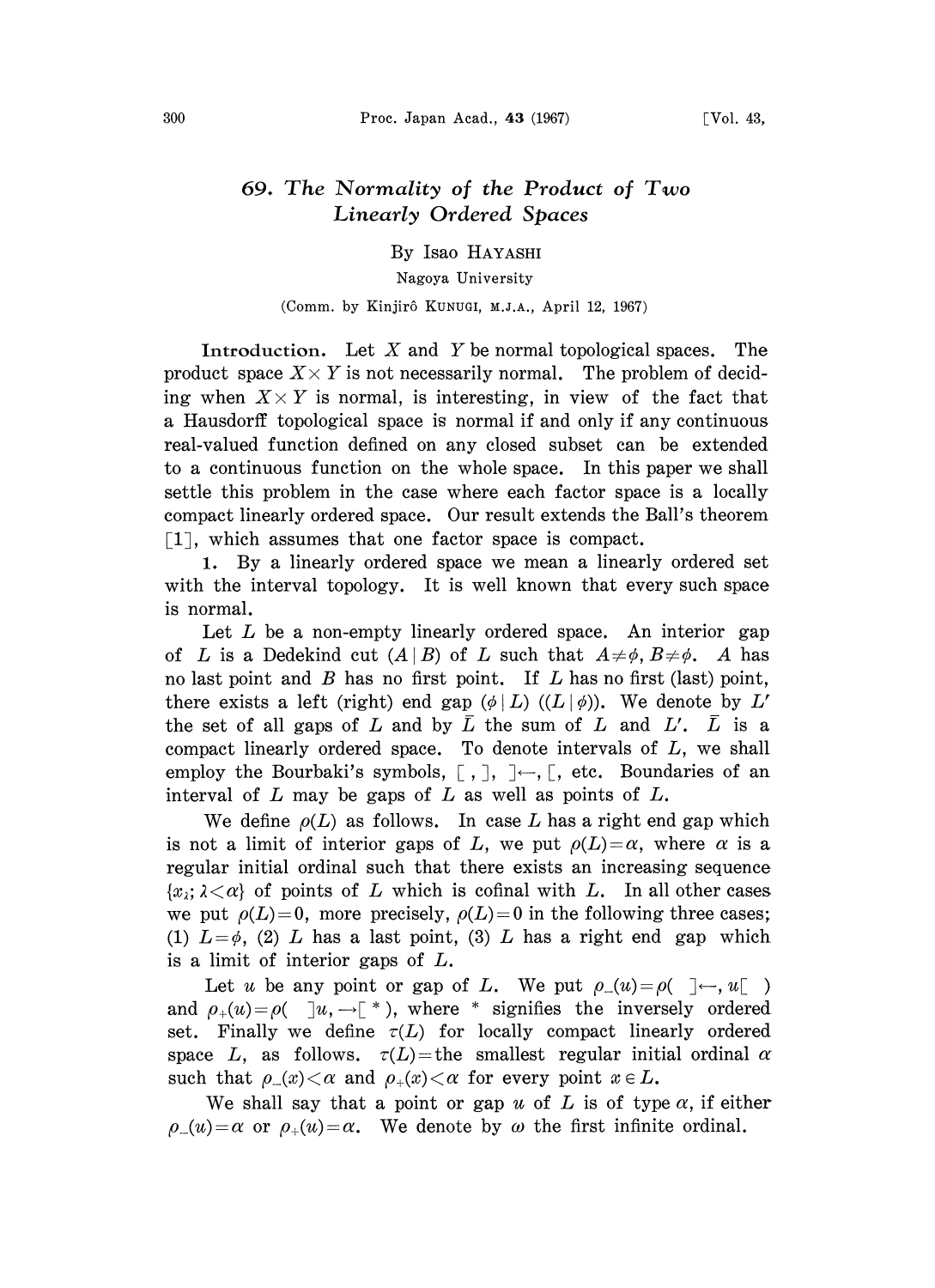# 69. *The Normality of the Product of Two Linearly Ordered Spaces*

By Isao HAYASHI

Nagoya University

(Comm. by Kinjirô KUNUGI, M.J.A., April 12, 1967)

**Introduction.** Let $X$ and $Y$ be normal topological spaces. The product space $X \times Y$ is not necessarily normal. The problem of deciding when $X \times Y$ is normal, is interesting, in view of the fact that a Hausdorff topological space is normal if and only if any continuous real-valued function defined on any closed subset can be extended to a continuous function on the whole space. In this paper we shall settle this problem in the case where each factor space is a locally compact linearly ordered space. Our result extends the Ball's theorem [1], which assumes that one factor space is compact.

**1.** By a linearly ordered space we mean a linearly ordered set with the interval topology. It is well known that every such space is normal.

Let $L$ be a non-empty linearly ordered space. An interior gap of $L$ is a Dedekind cut $(A \mid B)$ of $L$ such that $A \neq \phi$, $B \neq \phi$. $A$ has no last point and $B$ has no first point. If $L$ has no first (last) point, there exists a left (right) end gap $(\phi \mid L)$ $((L \mid \phi))$. We denote by $L'$ the set of all gaps of $L$ and by $\bar{L}$ the sum of $L$ and $L'$. $\bar{L}$ is a compact linearly ordered space. To denote intervals of $L$, we shall employ the Bourbaki's symbols, $[\ ,\ ]$, $]\leftarrow, [$, etc. Boundaries of an interval of $L$ may be gaps of $L$ as well as points of $L$.

We define $\rho(L)$ as follows. In case $L$ has a right end gap which is not a limit of interior gaps of $L$, we put $\rho(L) = \alpha$, where $\alpha$ is a regular initial ordinal such that there exists an increasing sequence $\{x_\lambda; \lambda < \alpha\}$ of points of $L$ which is cofinal with $L$. In all other cases we put $\rho(L) = 0$, more precisely, $\rho(L) = 0$ in the following three cases; (1) $L = \phi$, (2) $L$ has a last point, (3) $L$ has a right end gap which is a limit of interior gaps of $L$.

Let $u$ be any point or gap of $L$. We put $\rho_-(u) = \rho(\ ]\leftarrow, u[\ )$ and $\rho_+(u) = \rho(\ ]u, \rightarrow[\ ^*)$, where $*$ signifies the inversely ordered set. Finally we define $\tau(L)$ for locally compact linearly ordered space $L$, as follows. $\tau(L) =$ the smallest regular initial ordinal $\alpha$ such that $\rho_-(x) < \alpha$ and $\rho_+(x) < \alpha$ for every point $x \in L$.

We shall say that a point or gap $u$ of $L$ is of type $\alpha$, if either $\rho_-(u) = \alpha$ or $\rho_+(u) = \alpha$. We denote by $\omega$ the first infinite ordinal.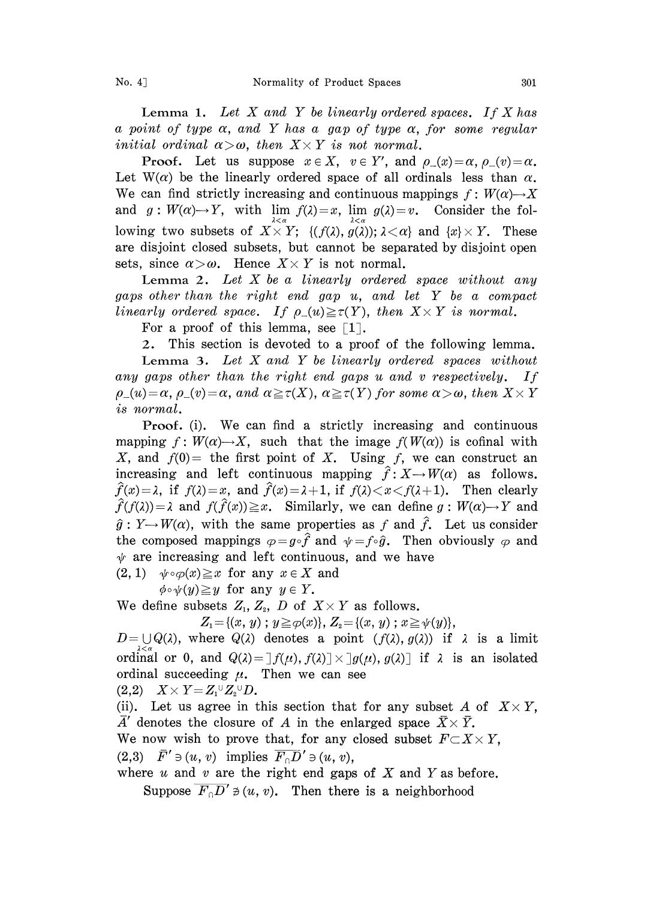**Lemma 1.** *Let $X$ and $Y$ be linearly ordered spaces. If $X$ has a point of type $\alpha$, and $Y$ has a gap of type $\alpha$, for some regular initial ordinal $\alpha>\omega$, then $X\times Y$ is not normal.*

**Proof.** Let us suppose $x\in X$, $v\in Y'$, and $\rho_-(x)=\alpha$, $\rho_-(v)=\alpha$. Let $W(\alpha)$ be the linearly ordered space of all ordinals less than $\alpha$. We can find strictly increasing and continuous mappings $f: W(\alpha)\to X$ and $g: W(\alpha)\to Y$, with $\lim_{\lambda<\alpha} f(\lambda)=x$, $\lim_{\lambda<\alpha} g(\lambda)=v$. Consider the following two subsets of $X\times Y$; $\{(f(\lambda), g(\lambda));\lambda<\alpha\}$ and $\{x\}\times Y$. These are disjoint closed subsets, but cannot be separated by disjoint open sets, since $\alpha>\omega$. Hence $X\times Y$ is not normal.

**Lemma 2.** *Let $X$ be a linearly ordered space without any gaps other than the right end gap $u$, and let $Y$ be a compact linearly ordered space. If $\rho_-(u)\geqq\tau(Y)$, then $X\times Y$ is normal.*

For a proof of this lemma, see [1].

2. This section is devoted to a proof of the following lemma.

**Lemma 3.** *Let $X$ and $Y$ be linearly ordered spaces without any gaps other than the right end gaps $u$ and $v$ respectively. If $\rho_-(u)=\alpha$, $\rho_-(v)=\alpha$, and $\alpha\geqq\tau(X)$, $\alpha\geqq\tau(Y)$ for some $\alpha>\omega$, then $X\times Y$ is normal.*

**Proof.** (i). We can find a strictly increasing and continuous mapping $f: W(\alpha)\to X$, such that the image $f(W(\alpha))$ is cofinal with $X$, and $f(0)=$ the first point of $X$. Using $f$, we can construct an increasing and left continuous mapping $\hat{f}: X\to W(\alpha)$ as follows. $\hat{f}(x)=\lambda$, if $f(\lambda)=x$, and $\hat{f}(x)=\lambda+1$, if $f(\lambda)<x<f(\lambda+1)$. Then clearly $\hat{f}(f(\lambda))=\lambda$ and $f(\hat{f}(x))\geqq x$. Similarly, we can define $g: W(\alpha)\to Y$ and $\hat{g}: Y\to W(\alpha)$, with the same properties as $f$ and $\hat{f}$. Let us consider the composed mappings $\varphi=g\circ\hat{f}$ and $\psi=f\circ\hat{g}$. Then obviously $\varphi$ and $\psi$ are increasing and left continuous, and we have

(2, 1) $\psi\circ\varphi(x)\geqq x$ for any $x\in X$ and

$\phi\circ\psi(y)\geqq y$ for any $y\in Y$.

We define subsets $Z_1$, $Z_2$, $D$ of $X\times Y$ as follows.

$$Z_1=\{(x, y) ; y\geqq\varphi(x)\},\ Z_2=\{(x, y) ; x\geqq\psi(y)\},$$

$D=\bigcup_{\lambda<\alpha} Q(\lambda)$, where $Q(\lambda)$ denotes a point $(f(\lambda), g(\lambda))$ if $\lambda$ is a limit ordinal or 0, and $Q(\lambda)=]f(\mu), f(\lambda)]\times]g(\mu), g(\lambda)]$ if $\lambda$ is an isolated ordinal succeeding $\mu$. Then we can see

(2,2) $X\times Y=Z_1\cup Z_2\cup D$.

(ii). Let us agree in this section that for any subset $A$ of $X\times Y$, $\bar{A}'$ denotes the closure of $A$ in the enlarged space $\bar{X}\times\bar{Y}$.

We now wish to prove that, for any closed subset $F\subset X\times Y$,

(2,3) $\bar{F}'\ni(u, v)$ implies $\overline{F\cap D}'\ni(u, v)$,

where $u$ and $v$ are the right end gaps of $X$ and $Y$ as before.

Suppose $\overline{F\cap D}'\not\ni(u, v)$. Then there is a neighborhood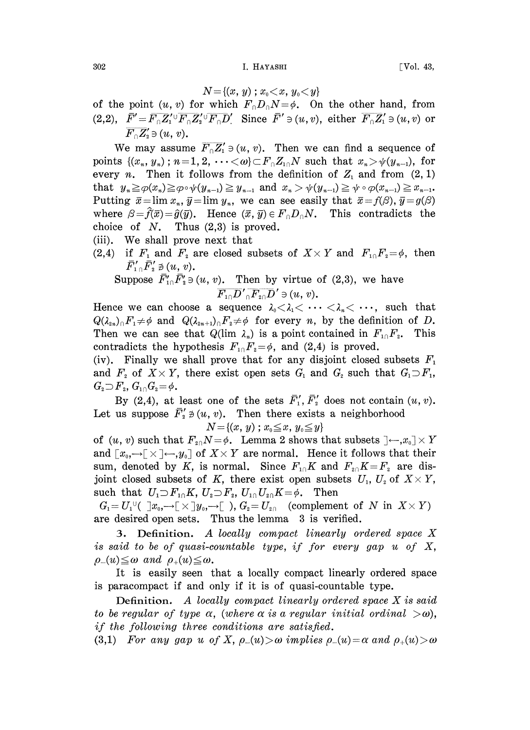$$N=\{(x, y)\,;\, x_0<x,\ y_0<y\}$$

of the point $(u, v)$ for which $F_\cap D_\cap N=\phi$. On the other hand, from (2,2), $\bar{F}'=\overline{F_\cap Z_1'}\cup\overline{F_\cap Z_2'}\cup\overline{F_\cap D'}$. Since $\bar{F}'\ni(u,v)$, either $\overline{F_\cap Z_1'}\ni(u,v)$ or $\overline{F_\cap Z_2'}\ni(u,v)$.

We may assume $\overline{F_\cap Z_1'}\ni(u,v)$. Then we can find a sequence of points $\{(x_n, y_n)\,;\, n=1,2,\cdots<\omega\}\subset F_\cap Z_{1\cap}N$ such that $x_n>\psi(y_{n-1})$, for every $n$. Then it follows from the definition of $Z_1$ and from (2, 1) that $y_n\geqq\varphi(x_n)\geqq\varphi\circ\psi(y_{n-1})\geqq y_{n-1}$ and $x_n>\psi(y_{n-1})\geqq\psi\circ\varphi(x_{n-1})\geqq x_{n-1}$. Putting $\bar{x}=\lim x_n$, $\bar{y}=\lim y_n$, we can see easily that $\bar{x}=f(\beta)$, $\bar{y}=g(\beta)$ where $\beta=\hat{f}(\bar{x})=\hat{g}(\bar{y})$. Hence $(\bar{x},\bar{y})\in F_\cap D_\cap N$. This contradicts the choice of $N$. Thus (2,3) is proved.

(iii). We shall prove next that

(2,4) if $F_1$ and $F_2$ are closed subsets of $X\times Y$ and $F_{1\cap}F_2=\phi$, then $\bar{F}_1'{}_\cap\bar{F}_2'\not\ni(u, v)$.

Suppose $\bar{F}_{1\cap}'\bar{F}_2'\ni(u,v)$. Then by virtue of (2,3), we have

$$\overline{F_{1\cap}D'}_\cap\overline{F_{2\cap}D'}\ni(u,v).$$

Hence we can choose a sequence $\lambda_0<\lambda_1<\cdots<\lambda_n<\cdots$, such that $Q(\lambda_{2n})_\cap F_1\neq\phi$ and $Q(\lambda_{2n+1})_\cap F_2\neq\phi$ for every $n$, by the definition of $D$. Then we can see that $Q(\lim\lambda_n)$ is a point contained in $F_{1\cap}F_2$. This contradicts the hypothesis $F_{1\cap}F_2=\phi$, and (2,4) is proved.

(iv). Finally we shall prove that for any disjoint closed subsets $F_1$ and $F_2$ of $X\times Y$, there exist open sets $G_1$ and $G_2$ such that $G_1\supset F_1$, $G_2\supset F_2$, $G_{1\cap}G_2=\phi$.

By (2,4), at least one of the sets $\bar{F}_1'$, $\bar{F}_2'$ does not contain $(u, v)$. Let us suppose $\bar{F}_2'\not\ni(u,v)$. Then there exists a neighborhood

$$N=\{(x, y)\,;\, x_0\leqq x,\ y_0\leqq y\}$$

of $(u, v)$ such that $F_{2\cap}N=\phi$. Lemma 2 shows that subsets $]\!\leftarrow, x_0]\times Y$ and $[x_0,\rightarrow[\times]\!\leftarrow, y_0]$ of $X\times Y$ are normal. Hence it follows that their sum, denoted by $K$, is normal. Since $F_{1\cap}K$ and $F_{2\cap}K=F_2$ are disjoint closed subsets of $K$, there exist open subsets $U_1$, $U_2$ of $X\times Y$, such that $U_1\supset F_{1\cap}K$, $U_2\supset F_2$, $U_{1\cap}U_{2\cap}K=\phi$. Then

$G_1=U_1\cup(\,]x_0,\rightarrow[\times]y_0,\rightarrow[\,)$, $G_2=U_{2\cap}$ (complement of $N$ in $X\times Y$)

are desired open sets. Thus the lemma 3 is verified.

**3. Definition.** *A locally compact linearly ordered space $X$ is said to be of quasi-countable type, if for every gap $u$ of $X$, $\rho_-(u)\leqq\omega$ and $\rho_+(u)\leqq\omega$.*

It is easily seen that a locally compact linearly ordered space is paracompact if and only if it is of quasi-countable type.

**Definition.** *A locally compact linearly ordered space $X$ is said to be regular of type $\alpha$, (where $\alpha$ is a regular initial ordinal $>\omega$), if the following three conditions are satisfied.*

(3,1) *For any gap $u$ of $X$, $\rho_-(u)>\omega$ implies $\rho_-(u)=\alpha$ and $\rho_+(u)>\omega$*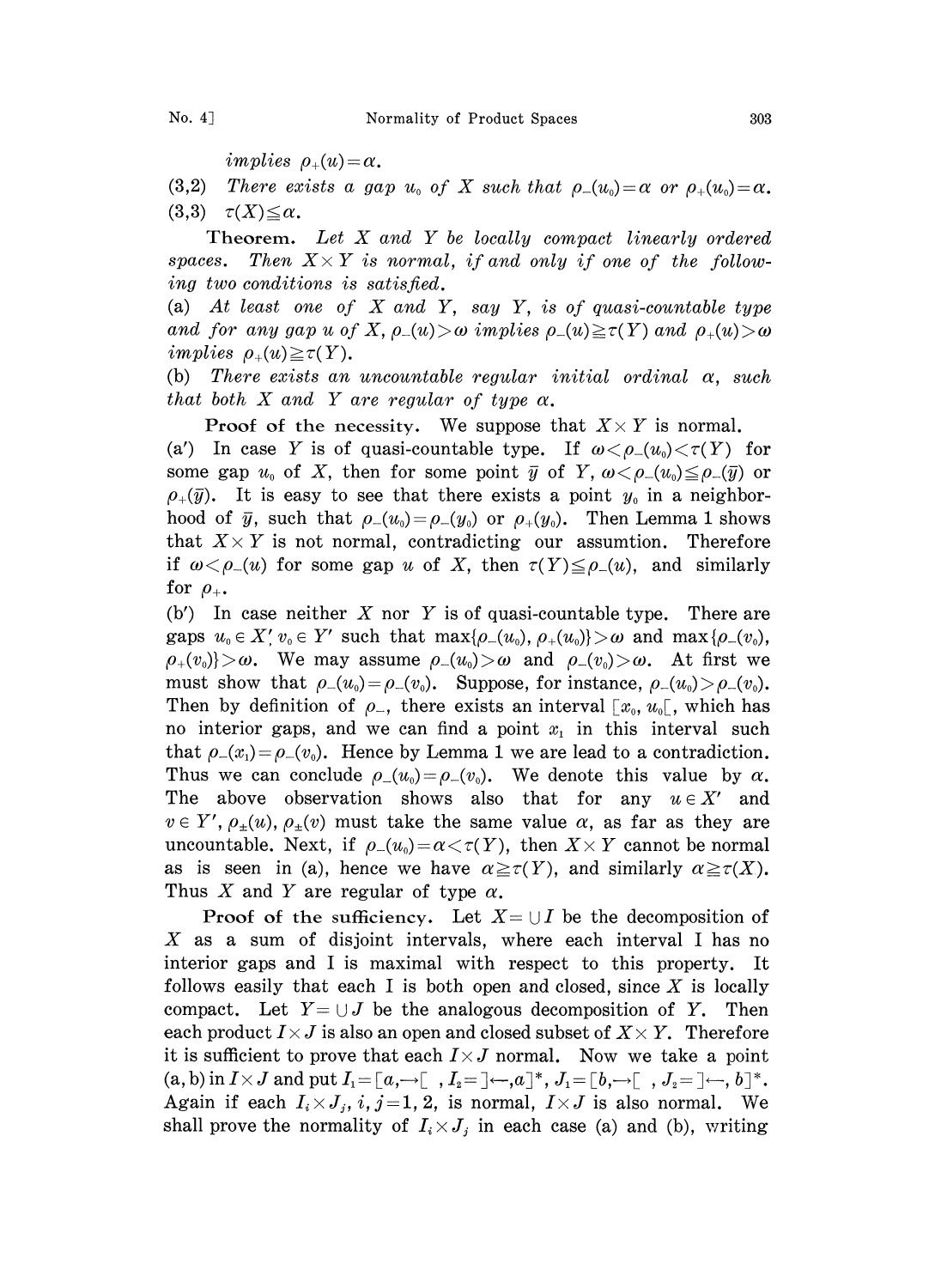*implies* $\rho_+(u)=\alpha$.

(3,2) *There exists a gap* $u_0$ *of* $X$ *such that* $\rho_-(u_0)=\alpha$ *or* $\rho_+(u_0)=\alpha$.

(3,3) $\tau(X)\leqq\alpha$.

**Theorem.** *Let* $X$ *and* $Y$ *be locally compact linearly ordered spaces. Then* $X\times Y$ *is normal, if and only if one of the following two conditions is satisfied.*

(a) *At least one of* $X$ *and* $Y$, *say* $Y$, *is of quasi-countable type and for any gap* $u$ *of* $X$, $\rho_-(u)>\omega$ *implies* $\rho_-(u)\geqq\tau(Y)$ *and* $\rho_+(u)>\omega$ *implies* $\rho_+(u)\geqq\tau(Y)$.

(b) *There exists an uncountable regular initial ordinal* $\alpha$, *such that both* $X$ *and* $Y$ *are regular of type* $\alpha$.

**Proof of the necessity.** We suppose that $X\times Y$ is normal.

(a′) In case $Y$ is of quasi-countable type. If $\omega<\rho_-(u_0)<\tau(Y)$ for some gap $u_0$ of $X$, then for some point $\bar{y}$ of $Y$, $\omega<\rho_-(u_0)\leqq\rho_-(\bar{y})$ or $\rho_+(\bar{y})$. It is easy to see that there exists a point $y_0$ in a neighborhood of $\bar{y}$, such that $\rho_-(u_0)=\rho_-(y_0)$ or $\rho_+(y_0)$. Then Lemma 1 shows that $X\times Y$ is not normal, contradicting our assumtion. Therefore if $\omega<\rho_-(u)$ for some gap $u$ of $X$, then $\tau(Y)\leqq\rho_-(u)$, and similarly for $\rho_+$.

(b′) In case neither $X$ nor $Y$ is of quasi-countable type. There are gaps $u_0\in X'$, $v_0\in Y'$ such that $\max\{\rho_-(u_0),\rho_+(u_0)\}>\omega$ and $\max\{\rho_-(v_0),\rho_+(v_0)\}>\omega$. We may assume $\rho_-(u_0)>\omega$ and $\rho_-(v_0)>\omega$. At first we must show that $\rho_-(u_0)=\rho_-(v_0)$. Suppose, for instance, $\rho_-(u_0)>\rho_-(v_0)$. Then by definition of $\rho_-$, there exists an interval $[x_0,u_0[$, which has no interior gaps, and we can find a point $x_1$ in this interval such that $\rho_-(x_1)=\rho_-(v_0)$. Hence by Lemma 1 we are lead to a contradiction. Thus we can conclude $\rho_-(u_0)=\rho_-(v_0)$. We denote this value by $\alpha$. The above observation shows also that for any $u\in X'$ and $v\in Y'$, $\rho_\pm(u)$, $\rho_\pm(v)$ must take the same value $\alpha$, as far as they are uncountable. Next, if $\rho_-(u_0)=\alpha<\tau(Y)$, then $X\times Y$ cannot be normal as is seen in (a), hence we have $\alpha\geqq\tau(Y)$, and similarly $\alpha\geqq\tau(X)$. Thus $X$ and $Y$ are regular of type $\alpha$.

**Proof of the sufficiency.** Let $X=\cup I$ be the decomposition of $X$ as a sum of disjoint intervals, where each interval I has no interior gaps and I is maximal with respect to this property. It follows easily that each I is both open and closed, since $X$ is locally compact. Let $Y=\cup J$ be the analogous decomposition of $Y$. Then each product $I\times J$ is also an open and closed subset of $X\times Y$. Therefore it is sufficient to prove that each $I\times J$ normal. Now we take a point $(a,b)$ in $I\times J$ and put $I_1=[a,\rightarrow[$, $I_2=]\leftarrow,a]^*$, $J_1=[b,\rightarrow[$, $J_2=]\leftarrow,b]^*$. Again if each $I_i\times J_j$, $i,j=1,2$, is normal, $I\times J$ is also normal. We shall prove the normality of $I_i\times J_j$ in each case (a) and (b), writing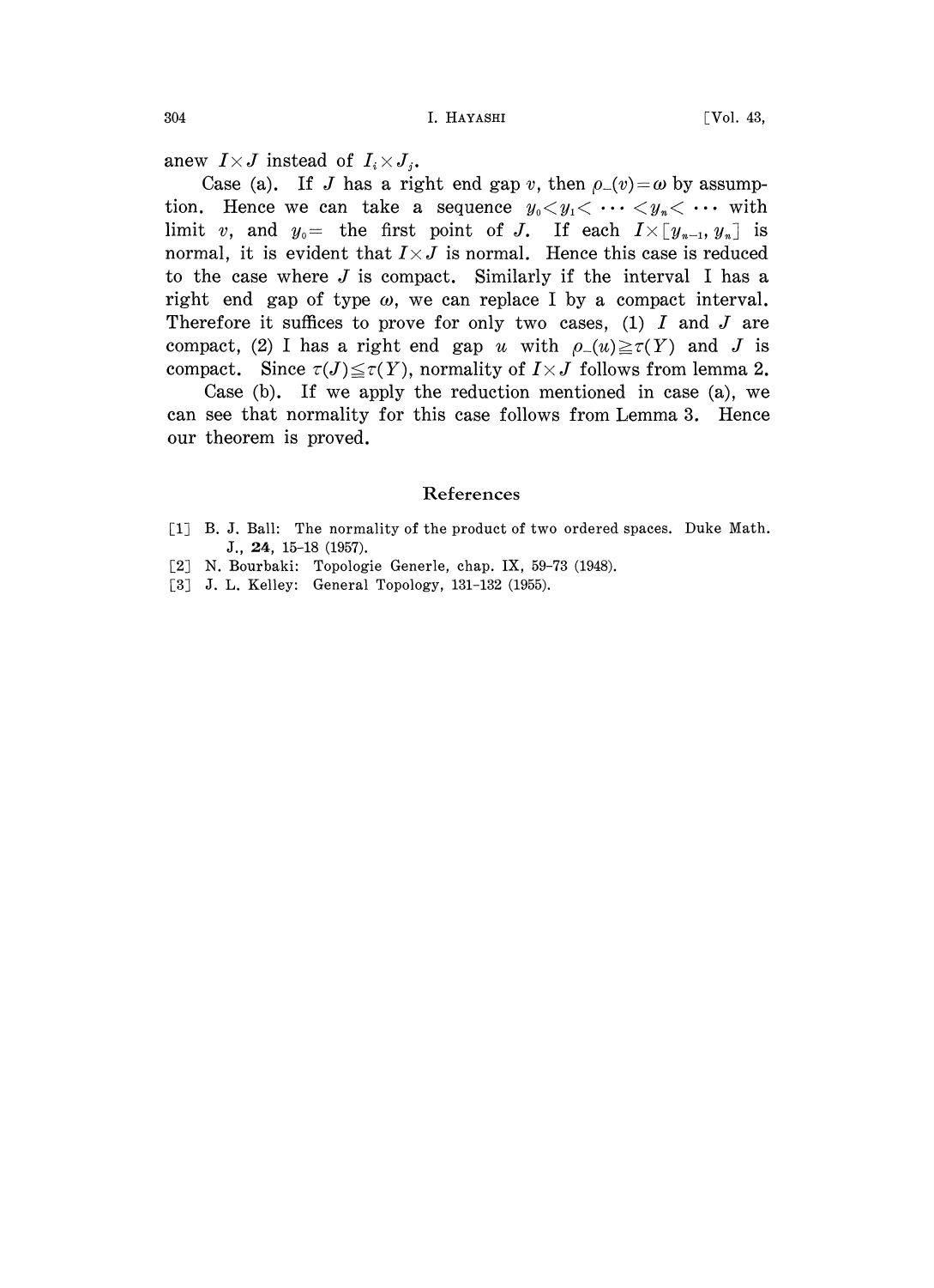anew $I \times J$ instead of $I_i \times J_j$.

Case (a). If $J$ has a right end gap $v$, then $\rho_{-}(v)=\omega$ by assumption. Hence we can take a sequence $y_0 < y_1 < \cdots < y_n < \cdots$ with limit $v$, and $y_0=$ the first point of $J$. If each $I \times [y_{n-1}, y_n]$ is normal, it is evident that $I \times J$ is normal. Hence this case is reduced to the case where $J$ is compact. Similarly if the interval I has a right end gap of type $\omega$, we can replace I by a compact interval. Therefore it suffices to prove for only two cases, (1) $I$ and $J$ are compact, (2) I has a right end gap $u$ with $\rho_{-}(u) \geqq \tau(Y)$ and $J$ is compact. Since $\tau(J) \leqq \tau(Y)$, normality of $I \times J$ follows from lemma 2.

Case (b). If we apply the reduction mentioned in case (a), we can see that normality for this case follows from Lemma 3. Hence our theorem is proved.

## References

[1] B. J. Ball: The normality of the product of two ordered spaces. Duke Math. J., **24**, 15–18 (1957).

[2] N. Bourbaki: Topologie Generle, chap. IX, 59–73 (1948).

[3] J. L. Kelley: General Topology, 131–132 (1955).